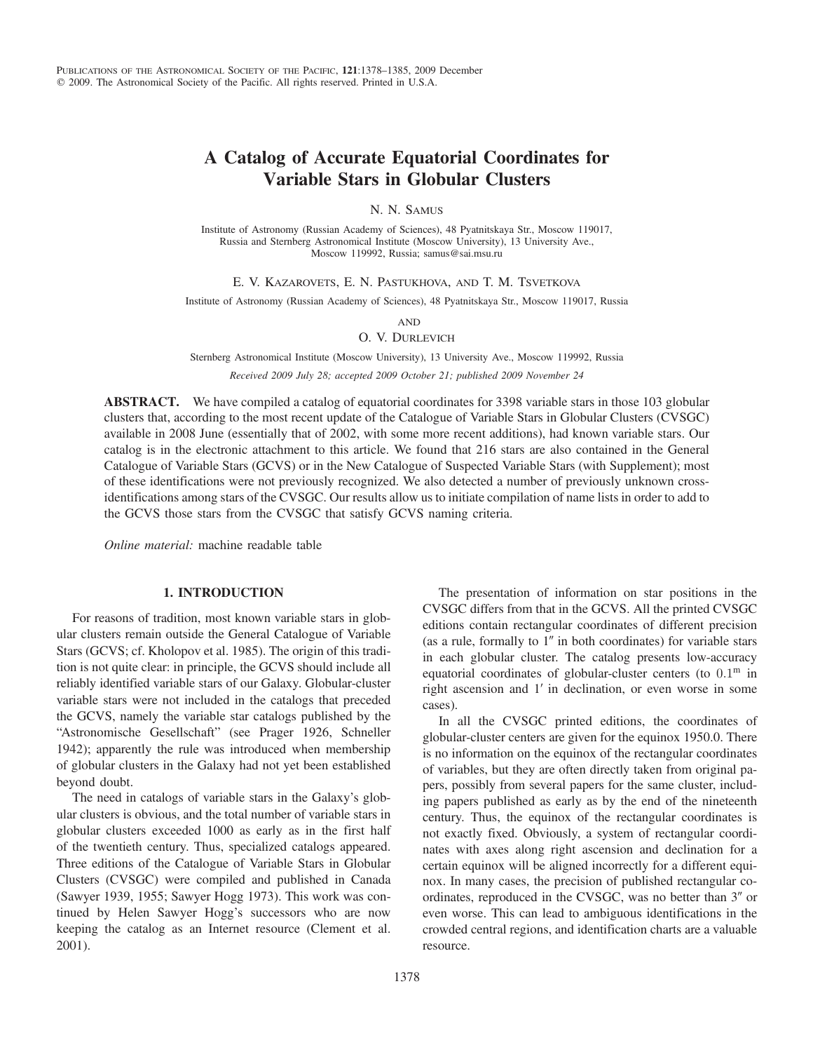# A Catalog of Accurate Equatorial Coordinates for Variable Stars in Globular Clusters

N. N. Samus

Institute of Astronomy (Russian Academy of Sciences), 48 Pyatnitskaya Str., Moscow 119017, Russia and Sternberg Astronomical Institute (Moscow University), 13 University Ave., Moscow 119992, Russia; samus@sai.msu.ru

E. V. Kazarovets, E. N. Pastukhova, and T. M. Tsvetkova

Institute of Astronomy (Russian Academy of Sciences), 48 Pyatnitskaya Str., Moscow 119017, Russia

and

O. V. Durlevich

Sternberg Astronomical Institute (Moscow University), 13 University Ave., Moscow 119992, Russia

*Received 2009 July 28; accepted 2009 October 21; published 2009 November 24*

**ABSTRACT.** We have compiled a catalog of equatorial coordinates for 3398 variable stars in those 103 globular clusters that, according to the most recent update of the Catalogue of Variable Stars in Globular Clusters (CVSGC) available in 2008 June (essentially that of 2002, with some more recent additions), had known variable stars. Our catalog is in the electronic attachment to this article. We found that 216 stars are also contained in the General Catalogue of Variable Stars (GCVS) or in the New Catalogue of Suspected Variable Stars (with Supplement); most of these identifications were not previously recognized. We also detected a number of previously unknown cross-identifications among stars of the CVSGC. Our results allow us to initiate compilation of name lists in order to add to the GCVS those stars from the CVSGC that satisfy GCVS naming criteria.

*Online material:* machine readable table

## 1. INTRODUCTION

For reasons of tradition, most known variable stars in globular clusters remain outside the General Catalogue of Variable Stars (GCVS; cf. Kholopov et al. 1985). The origin of this tradition is not quite clear: in principle, the GCVS should include all reliably identified variable stars of our Galaxy. Globular-cluster variable stars were not included in the catalogs that preceded the GCVS, namely the variable star catalogs published by the "Astronomische Gesellschaft" (see Prager 1926, Schneller 1942); apparently the rule was introduced when membership of globular clusters in the Galaxy had not yet been established beyond doubt.

The need in catalogs of variable stars in the Galaxy's globular clusters is obvious, and the total number of variable stars in globular clusters exceeded 1000 as early as in the first half of the twentieth century. Thus, specialized catalogs appeared. Three editions of the Catalogue of Variable Stars in Globular Clusters (CVSGC) were compiled and published in Canada (Sawyer 1939, 1955; Sawyer Hogg 1973). This work was continued by Helen Sawyer Hogg's successors who are now keeping the catalog as an Internet resource (Clement et al. 2001).

The presentation of information on star positions in the CVSGC differs from that in the GCVS. All the printed CVSGC editions contain rectangular coordinates of different precision (as a rule, formally to 1″ in both coordinates) for variable stars in each globular cluster. The catalog presents low-accuracy equatorial coordinates of globular-cluster centers (to $0.1^{\mathrm{m}}$ in right ascension and 1′ in declination, or even worse in some cases).

In all the CVSGC printed editions, the coordinates of globular-cluster centers are given for the equinox 1950.0. There is no information on the equinox of the rectangular coordinates of variables, but they are often directly taken from original papers, possibly from several papers for the same cluster, including papers published as early as by the end of the nineteenth century. Thus, the equinox of the rectangular coordinates is not exactly fixed. Obviously, a system of rectangular coordinates with axes along right ascension and declination for a certain equinox will be aligned incorrectly for a different equinox. In many cases, the precision of published rectangular coordinates, reproduced in the CVSGC, was no better than 3″ or even worse. This can lead to ambiguous identifications in the crowded central regions, and identification charts are a valuable resource.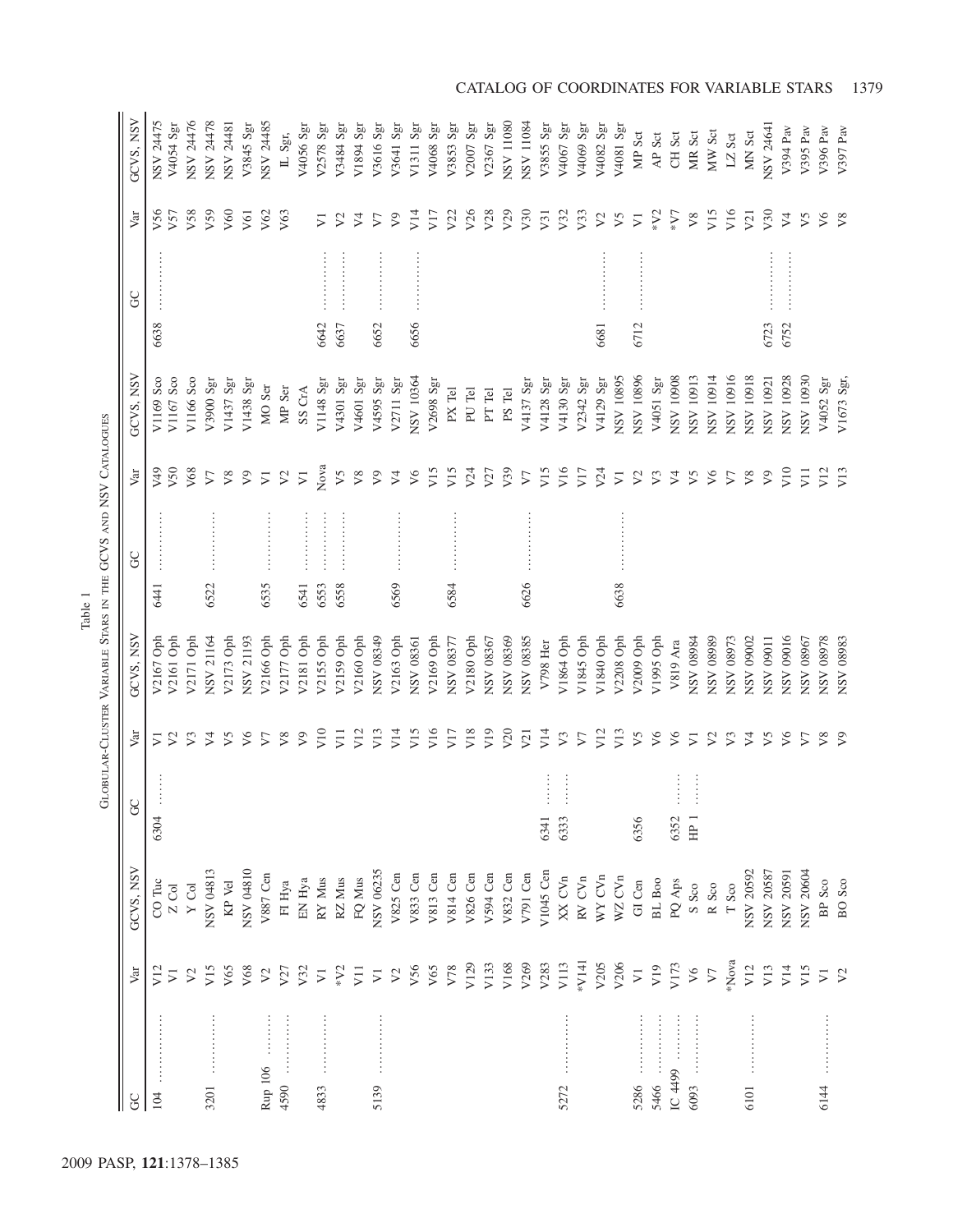Table 1

Globular-Cluster Variable Stars in the GCVS and NSV Catalogues

| GC | Var | GCVS, NSV | GC | Var | GCVS, NSV | GC | Var | GCVS, NSV | GC | Var | GCVS, NSV |
|---|---|---|---|---|---|---|---|---|---|---|---|
| 104 .............. | V12 | CO Tuc | 6304 ........ | V1 | V2167 Oph | 6441 .............. | V49 | V1169 Sco | 6638 .............. | V56 | NSV 24475 |
| | V1 | Z Col | | V2 | V2161 Oph | | V50 | V1167 Sco | | V57 | V4054 Sgr |
| | V2 | Y Col | | V3 | V2171 Oph | | V68 | V1166 Sco | | V58 | NSV 24476 |
| 3201 .............. | V15 | NSV 04813 | | V4 | NSV 21164 | 6522 .............. | V7 | V3900 Sgr | | V59 | NSV 24478 |
| | V65 | KP Vel | | V5 | V2173 Oph | | V8 | V1437 Sgr | | V60 | NSV 24481 |
| | V68 | NSV 04810 | | V6 | NSV 21193 | | V9 | V1438 Sgr | | V61 | V3845 Sgr |
| Rup 106 ........ | V2 | V887 Cen | | V7 | V2166 Oph | 6535 .............. | V1 | MO Ser | | V62 | NSV 24485 |
| 4590 .............. | V27 | FI Hya | | V8 | V2177 Oph | | V2 | MP Ser | | V63 | IL Sgr, |
| | V32 | EN Hya | | V9 | V2181 Oph | 6541 .............. | V1 | SS CrA | | | V4056 Sgr |
| 4833 .............. | V1 | RY Mus | | V10 | V2155 Oph | 6553 .............. | Nova | V1148 Sgr | 6642 .............. | V1 | V2578 Sgr |
| | *V2 | RZ Mus | | V11 | V2159 Oph | 6558 .............. | V5 | V4301 Sgr | 6637 .............. | V2 | V3484 Sgr |
| | V11 | FQ Mus | | V12 | V2160 Oph | | V8 | V4601 Sgr | | V4 | V1894 Sgr |
| 5139 .............. | V1 | NSV 06235 | | V13 | NSV 08349 | | V9 | V4595 Sgr | 6652 .............. | V7 | V3616 Sgr |
| | V2 | V825 Cen | | V14 | V2163 Oph | 6569 .............. | V4 | V2711 Sgr | | V9 | V3641 Sgr |
| | V56 | V833 Cen | | V15 | NSV 08361 | | V6 | NSV 10364 | 6656 .............. | V14 | V1311 Sgr |
| | V65 | V813 Cen | | V16 | V2169 Oph | | V15 | V2698 Sgr | | V17 | V4068 Sgr |
| | V78 | V814 Cen | | V17 | NSV 08377 | 6584 .............. | V15 | PX Tel | | V22 | V3853 Sgr |
| | V129 | V826 Cen | | V18 | V2180 Oph | | V24 | PU Tel | | V26 | V2007 Sgr |
| | V133 | V594 Cen | | V19 | NSV 08367 | | V27 | PT Tel | | V28 | V2367 Sgr |
| | V168 | V832 Cen | | V20 | NSV 08369 | | V39 | PS Tel | | V29 | NSV 11080 |
| | V269 | V791 Cen | | V21 | NSV 08385 | 6626 .............. | V7 | V4137 Sgr | | V30 | NSV 11084 |
| | V283 | V1045 Cen | 6341 ........ | V14 | V798 Her | | V15 | V4128 Sgr | | V31 | V3855 Sgr |
| 5272 .............. | V113 | XX CVn | 6333 ........ | V3 | V1864 Oph | | V16 | V4130 Sgr | | V32 | V4067 Sgr |
| | *V141 | RV CVn | | V7 | V1845 Oph | | V17 | V2342 Sgr | | V33 | V4069 Sgr |
| | V205 | WY CVn | | V12 | V1840 Oph | | V24 | V4129 Sgr | 6681 .............. | V2 | V4082 Sgr |
| | V206 | WZ CVn | | V13 | V2208 Oph | 6638 .............. | V1 | NSV 10895 | | V5 | V4081 Sgr |
| 5286 .............. | V1 | GI Cen | 6356 | V5 | V2009 Oph | | V2 | NSV 10896 | 6712 .............. | V1 | MP Sct |
| 5466 .............. | V19 | BL Boo | | V6 | V1995 Oph | | V3 | V4051 Sgr | | *V2 | AP Sct |
| IC 4499 ........ | V173 | PQ Aps | 6352 ........ | V6 | V819 Ara | | V4 | NSV 10908 | | *V7 | CH Sct |
| 6093 .............. | V6 | S Sco | HP 1 ........ | V1 | NSV 08984 | | V5 | NSV 10913 | | V8 | MR Sct |
| | V7 | R Sco | | V2 | NSV 08989 | | V6 | NSV 10914 | | V15 | MW Sct |
| | *Nova | T Sco | | V3 | NSV 08973 | | V7 | NSV 10916 | | V16 | LZ Sct |
| 6101 .............. | V12 | NSV 20592 | | V4 | NSV 09002 | | V8 | NSV 10918 | | V21 | MN Sct |
| | V13 | NSV 20587 | | V5 | NSV 09011 | | V9 | NSV 10921 | 6723 .............. | V30 | NSV 24641 |
| | V14 | NSV 20591 | | V6 | NSV 09016 | | V10 | NSV 10928 | 6752 .............. | V4 | V394 Pav |
| | V15 | NSV 20604 | | V7 | NSV 08967 | | V11 | NSV 10930 | | V5 | V395 Pav |
| 6144 .............. | V1 | BP Sco | | V8 | NSV 08978 | | V12 | V4052 Sgr | | V6 | V396 Pav |
| | V2 | BO Sco | | V9 | NSV 08983 | | V13 | V1673 Sgr, | | V8 | V397 Pav |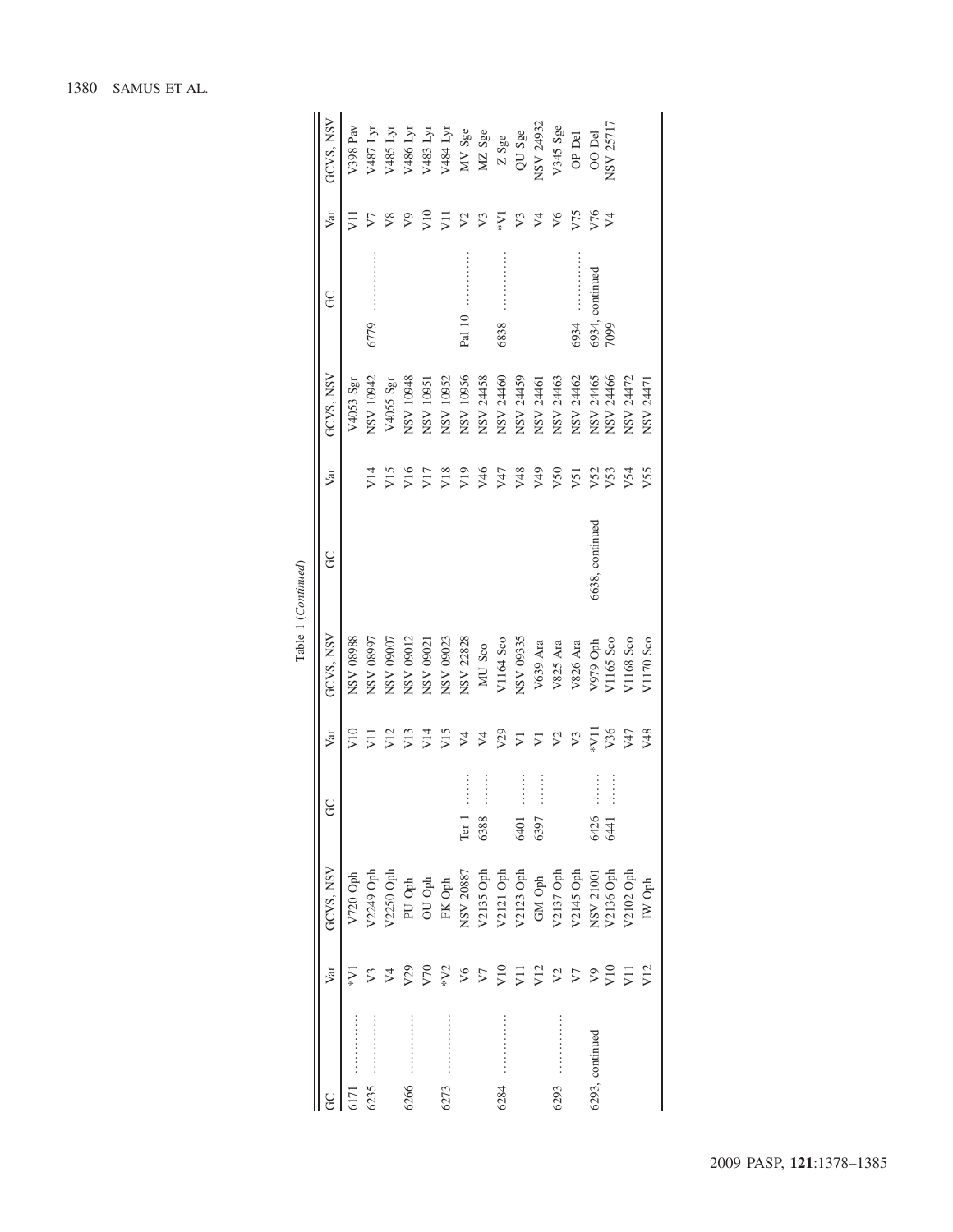Table 1 (*Continued*)

| GC | Var | GCVS, NSV | GC | Var | GCVS, NSV | GC | Var | GCVS, NSV | GC | Var | GCVS, NSV |
|---|---|---|---|---|---|---|---|---|---|---|---|
| 6171 .............. | *V1 | V720 Oph | | V10 | NSV 08988 | | | V4053 Sgr | | V11 | V398 Pav |
| 6235 .............. | V3 | V2249 Oph | | V11 | NSV 08997 | | V14 | NSV 10942 | 6779 .............. | V7 | V487 Lyr |
| | V4 | V2250 Oph | | V12 | NSV 09007 | | V15 | V4055 Sgr | | V8 | V485 Lyr |
| 6266 .............. | V29 | PU Oph | | V13 | NSV 09012 | | V16 | NSV 10948 | | V9 | V486 Lyr |
| | V70 | OU Oph | | V14 | NSV 09021 | | V17 | NSV 10951 | | V10 | V483 Lyr |
| 6273 .............. | *V2 | FK Oph | | V15 | NSV 09023 | | V18 | NSV 10952 | | V11 | V484 Lyr |
| | V6 | NSV 20887 | Ter 1 ........ | V4 | NSV 22828 | | V19 | NSV 10956 | Pal 10 .............. | V2 | MV Sge |
| | V7 | V2135 Oph | 6388 ........ | V4 | MU Sco | | V46 | NSV 24458 | | V3 | MZ Sge |
| 6284 .............. | V10 | V2121 Oph | | V29 | V1164 Sco | | V47 | NSV 24460 | 6838 .............. | *V1 | Z Sge |
| | V11 | V2123 Oph | 6401 ........ | V1 | NSV 09335 | | V48 | NSV 24459 | | V3 | QU Sge |
| | V12 | GM Oph | 6397 ........ | V1 | V639 Ara | | V49 | NSV 24461 | | V4 | NSV 24932 |
| 6293 .............. | V2 | V2137 Oph | | V2 | V825 Ara | | V50 | NSV 24463 | | V6 | V345 Sge |
| | V7 | V2145 Oph | | V3 | V826 Ara | | V51 | NSV 24462 | 6934 .............. | V75 | OP Del |
| 6293, continued | V9 | NSV 21001 | 6426 ........ | *V11 | V979 Oph | 6638, continued | V52 | NSV 24465 | 6934, continued | V76 | OO Del |
| | V10 | V2136 Oph | 6441 ........ | V36 | V1165 Sco | | V53 | NSV 24466 | 7099 | V4 | NSV 25717 |
| | V11 | V2102 Oph | | V47 | V1168 Sco | | V54 | NSV 24472 | | | |
| | V12 | IW Oph | | V48 | V1170 Sco | | V55 | NSV 24471 | | | |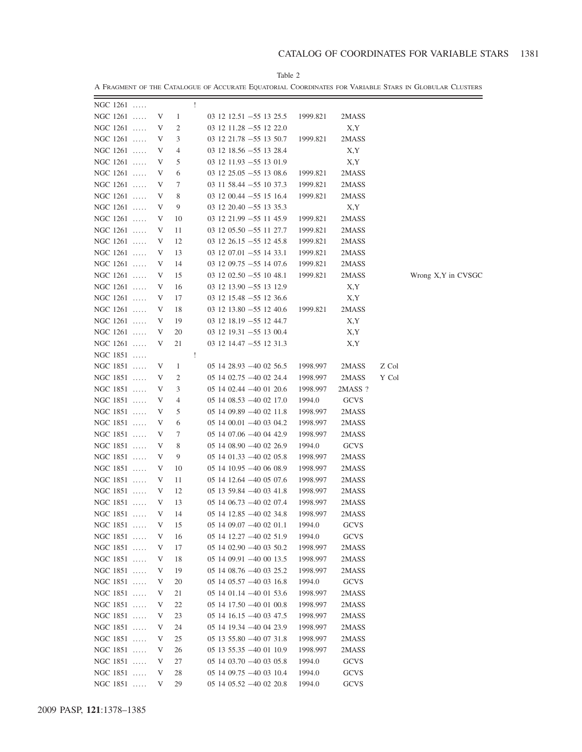Table 2

A Fragment of the Catalogue of Accurate Equatorial Coordinates for Variable Stars in Globular Clusters

| | | | | | | | | |
|---|---|---|---|---|---|---|---|---|
| NGC 1261 ..... | | | ! | | | | | |
| NGC 1261 ..... | V | 1 | | 03 12 12.51 −55 13 25.5 | 1999.821 | 2MASS | | |
| NGC 1261 ..... | V | 2 | | 03 12 11.28 −55 12 22.0 | | X,Y | | |
| NGC 1261 ..... | V | 3 | | 03 12 21.78 −55 13 50.7 | 1999.821 | 2MASS | | |
| NGC 1261 ..... | V | 4 | | 03 12 18.56 −55 13 28.4 | | X,Y | | |
| NGC 1261 ..... | V | 5 | | 03 12 11.93 −55 13 01.9 | | X,Y | | |
| NGC 1261 ..... | V | 6 | | 03 12 25.05 −55 13 08.6 | 1999.821 | 2MASS | | |
| NGC 1261 ..... | V | 7 | | 03 11 58.44 −55 10 37.3 | 1999.821 | 2MASS | | |
| NGC 1261 ..... | V | 8 | | 03 12 00.44 −55 15 16.4 | 1999.821 | 2MASS | | |
| NGC 1261 ..... | V | 9 | | 03 12 20.40 −55 13 35.3 | | X,Y | | |
| NGC 1261 ..... | V | 10 | | 03 12 21.99 −55 11 45.9 | 1999.821 | 2MASS | | |
| NGC 1261 ..... | V | 11 | | 03 12 05.50 −55 11 27.7 | 1999.821 | 2MASS | | |
| NGC 1261 ..... | V | 12 | | 03 12 26.15 −55 12 45.8 | 1999.821 | 2MASS | | |
| NGC 1261 ..... | V | 13 | | 03 12 07.01 −55 14 33.1 | 1999.821 | 2MASS | | |
| NGC 1261 ..... | V | 14 | | 03 12 09.75 −55 14 07.6 | 1999.821 | 2MASS | | |
| NGC 1261 ..... | V | 15 | | 03 12 02.50 −55 10 48.1 | 1999.821 | 2MASS | | Wrong X,Y in CVSGC |
| NGC 1261 ..... | V | 16 | | 03 12 13.90 −55 13 12.9 | | X,Y | | |
| NGC 1261 ..... | V | 17 | | 03 12 15.48 −55 12 36.6 | | X,Y | | |
| NGC 1261 ..... | V | 18 | | 03 12 13.80 −55 12 40.6 | 1999.821 | 2MASS | | |
| NGC 1261 ..... | V | 19 | | 03 12 18.19 −55 12 44.7 | | X,Y | | |
| NGC 1261 ..... | V | 20 | | 03 12 19.31 −55 13 00.4 | | X,Y | | |
| NGC 1261 ..... | V | 21 | | 03 12 14.47 −55 12 31.3 | | X,Y | | |
| NGC 1851 ..... | | | ! | | | | | |
| NGC 1851 ..... | V | 1 | | 05 14 28.93 −40 02 56.5 | 1998.997 | 2MASS | Z Col | |
| NGC 1851 ..... | V | 2 | | 05 14 02.75 −40 02 24.4 | 1998.997 | 2MASS | Y Col | |
| NGC 1851 ..... | V | 3 | | 05 14 02.44 −40 01 20.6 | 1998.997 | 2MASS ? | | |
| NGC 1851 ..... | V | 4 | | 05 14 08.53 −40 02 17.0 | 1994.0 | GCVS | | |
| NGC 1851 ..... | V | 5 | | 05 14 09.89 −40 02 11.8 | 1998.997 | 2MASS | | |
| NGC 1851 ..... | V | 6 | | 05 14 00.01 −40 03 04.2 | 1998.997 | 2MASS | | |
| NGC 1851 ..... | V | 7 | | 05 14 07.06 −40 04 42.9 | 1998.997 | 2MASS | | |
| NGC 1851 ..... | V | 8 | | 05 14 08.90 −40 02 26.9 | 1994.0 | GCVS | | |
| NGC 1851 ..... | V | 9 | | 05 14 01.33 −40 02 05.8 | 1998.997 | 2MASS | | |
| NGC 1851 ..... | V | 10 | | 05 14 10.95 −40 06 08.9 | 1998.997 | 2MASS | | |
| NGC 1851 ..... | V | 11 | | 05 14 12.64 −40 05 07.6 | 1998.997 | 2MASS | | |
| NGC 1851 ..... | V | 12 | | 05 13 59.84 −40 03 41.8 | 1998.997 | 2MASS | | |
| NGC 1851 ..... | V | 13 | | 05 14 06.73 −40 02 07.4 | 1998.997 | 2MASS | | |
| NGC 1851 ..... | V | 14 | | 05 14 12.85 −40 02 34.8 | 1998.997 | 2MASS | | |
| NGC 1851 ..... | V | 15 | | 05 14 09.07 −40 02 01.1 | 1994.0 | GCVS | | |
| NGC 1851 ..... | V | 16 | | 05 14 12.27 −40 02 51.9 | 1994.0 | GCVS | | |
| NGC 1851 ..... | V | 17 | | 05 14 02.90 −40 03 50.2 | 1998.997 | 2MASS | | |
| NGC 1851 ..... | V | 18 | | 05 14 09.91 −40 00 13.5 | 1998.997 | 2MASS | | |
| NGC 1851 ..... | V | 19 | | 05 14 08.76 −40 03 25.2 | 1998.997 | 2MASS | | |
| NGC 1851 ..... | V | 20 | | 05 14 05.57 −40 03 16.8 | 1994.0 | GCVS | | |
| NGC 1851 ..... | V | 21 | | 05 14 01.14 −40 01 53.6 | 1998.997 | 2MASS | | |
| NGC 1851 ..... | V | 22 | | 05 14 17.50 −40 01 00.8 | 1998.997 | 2MASS | | |
| NGC 1851 ..... | V | 23 | | 05 14 16.15 −40 03 47.5 | 1998.997 | 2MASS | | |
| NGC 1851 ..... | V | 24 | | 05 14 19.34 −40 04 23.9 | 1998.997 | 2MASS | | |
| NGC 1851 ..... | V | 25 | | 05 13 55.80 −40 07 31.8 | 1998.997 | 2MASS | | |
| NGC 1851 ..... | V | 26 | | 05 13 55.35 −40 01 10.9 | 1998.997 | 2MASS | | |
| NGC 1851 ..... | V | 27 | | 05 14 03.70 −40 03 05.8 | 1994.0 | GCVS | | |
| NGC 1851 ..... | V | 28 | | 05 14 09.75 −40 03 10.4 | 1994.0 | GCVS | | |
| NGC 1851 ..... | V | 29 | | 05 14 05.52 −40 02 20.8 | 1994.0 | GCVS | | |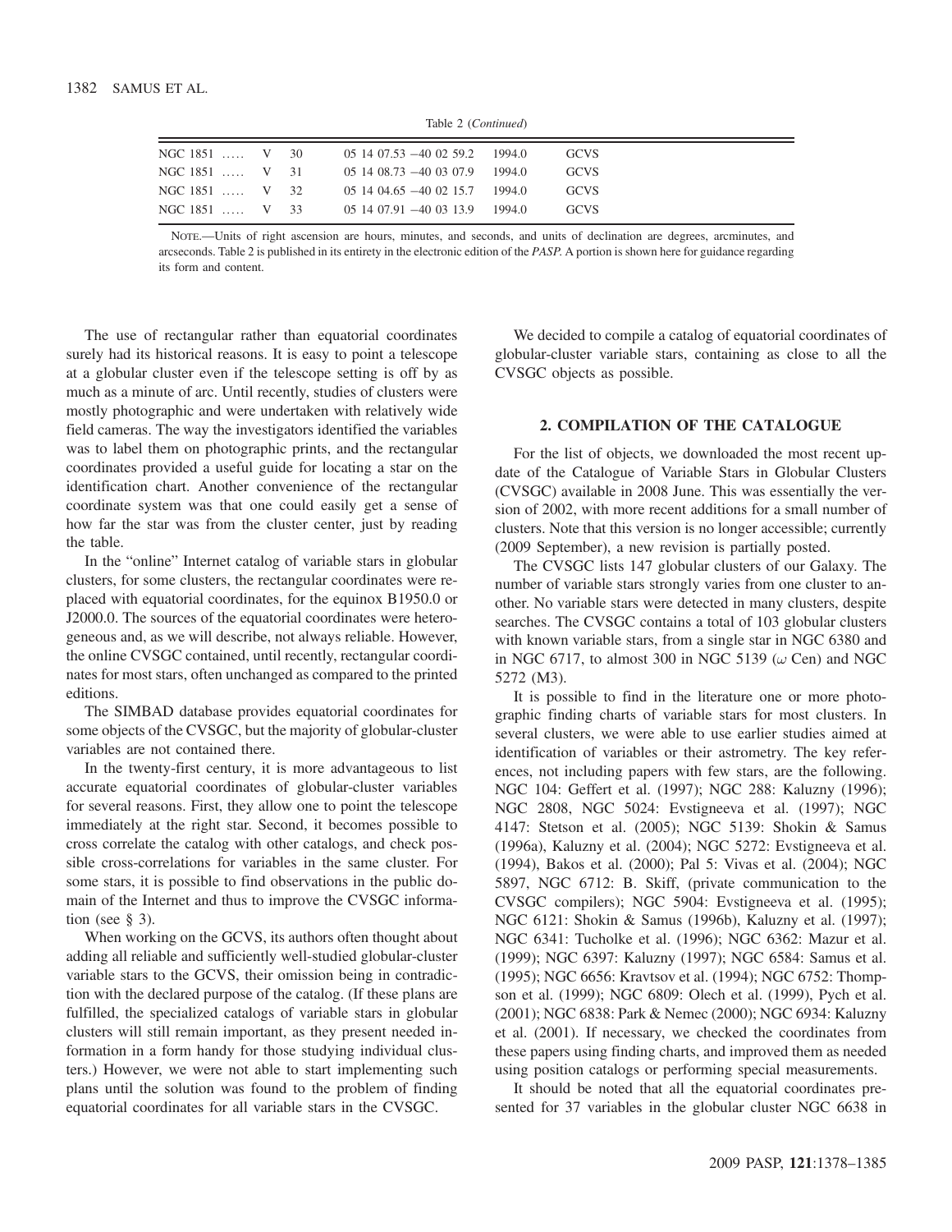Table 2 (*Continued*)

| | | | | |
|---|---|---|---|---|
| NGC 1851 ….. | V 30 | 05 14 07.53 −40 02 59.2 | 1994.0 | GCVS |
| NGC 1851 ….. | V 31 | 05 14 08.73 −40 03 07.9 | 1994.0 | GCVS |
| NGC 1851 ….. | V 32 | 05 14 04.65 −40 02 15.7 | 1994.0 | GCVS |
| NGC 1851 ….. | V 33 | 05 14 07.91 −40 03 13.9 | 1994.0 | GCVS |

NOTE.—Units of right ascension are hours, minutes, and seconds, and units of declination are degrees, arcminutes, and arcseconds. Table 2 is published in its entirety in the electronic edition of the *PASP*. A portion is shown here for guidance regarding its form and content.

The use of rectangular rather than equatorial coordinates surely had its historical reasons. It is easy to point a telescope at a globular cluster even if the telescope setting is off by as much as a minute of arc. Until recently, studies of clusters were mostly photographic and were undertaken with relatively wide field cameras. The way the investigators identified the variables was to label them on photographic prints, and the rectangular coordinates provided a useful guide for locating a star on the identification chart. Another convenience of the rectangular coordinate system was that one could easily get a sense of how far the star was from the cluster center, just by reading the table.

In the "online" Internet catalog of variable stars in globular clusters, for some clusters, the rectangular coordinates were replaced with equatorial coordinates, for the equinox B1950.0 or J2000.0. The sources of the equatorial coordinates were heterogeneous and, as we will describe, not always reliable. However, the online CVSGC contained, until recently, rectangular coordinates for most stars, often unchanged as compared to the printed editions.

The SIMBAD database provides equatorial coordinates for some objects of the CVSGC, but the majority of globular-cluster variables are not contained there.

In the twenty-first century, it is more advantageous to list accurate equatorial coordinates of globular-cluster variables for several reasons. First, they allow one to point the telescope immediately at the right star. Second, it becomes possible to cross correlate the catalog with other catalogs, and check possible cross-correlations for variables in the same cluster. For some stars, it is possible to find observations in the public domain of the Internet and thus to improve the CVSGC information (see § 3).

When working on the GCVS, its authors often thought about adding all reliable and sufficiently well-studied globular-cluster variable stars to the GCVS, their omission being in contradiction with the declared purpose of the catalog. (If these plans are fulfilled, the specialized catalogs of variable stars in globular clusters will still remain important, as they present needed information in a form handy for those studying individual clusters.) However, we were not able to start implementing such plans until the solution was found to the problem of finding equatorial coordinates for all variable stars in the CVSGC.

We decided to compile a catalog of equatorial coordinates of globular-cluster variable stars, containing as close to all the CVSGC objects as possible.

## 2. COMPILATION OF THE CATALOGUE

For the list of objects, we downloaded the most recent update of the Catalogue of Variable Stars in Globular Clusters (CVSGC) available in 2008 June. This was essentially the version of 2002, with more recent additions for a small number of clusters. Note that this version is no longer accessible; currently (2009 September), a new revision is partially posted.

The CVSGC lists 147 globular clusters of our Galaxy. The number of variable stars strongly varies from one cluster to another. No variable stars were detected in many clusters, despite searches. The CVSGC contains a total of 103 globular clusters with known variable stars, from a single star in NGC 6380 and in NGC 6717, to almost 300 in NGC 5139 ($\omega$ Cen) and NGC 5272 (M3).

It is possible to find in the literature one or more photographic finding charts of variable stars for most clusters. In several clusters, we were able to use earlier studies aimed at identification of variables or their astrometry. The key references, not including papers with few stars, are the following. NGC 104: Geffert et al. (1997); NGC 288: Kaluzny (1996); NGC 2808, NGC 5024: Evstigneeva et al. (1997); NGC 4147: Stetson et al. (2005); NGC 5139: Shokin & Samus (1996a), Kaluzny et al. (2004); NGC 5272: Evstigneeva et al. (1994), Bakos et al. (2000); Pal 5: Vivas et al. (2004); NGC 5897, NGC 6712: B. Skiff, (private communication to the CVSGC compilers); NGC 5904: Evstigneeva et al. (1995); NGC 6121: Shokin & Samus (1996b), Kaluzny et al. (1997); NGC 6341: Tucholke et al. (1996); NGC 6362: Mazur et al. (1999); NGC 6397: Kaluzny (1997); NGC 6584: Samus et al. (1995); NGC 6656: Kravtsov et al. (1994); NGC 6752: Thompson et al. (1999); NGC 6809: Olech et al. (1999), Pych et al. (2001); NGC 6838: Park & Nemec (2000); NGC 6934: Kaluzny et al. (2001). If necessary, we checked the coordinates from these papers using finding charts, and improved them as needed using position catalogs or performing special measurements.

It should be noted that all the equatorial coordinates presented for 37 variables in the globular cluster NGC 6638 in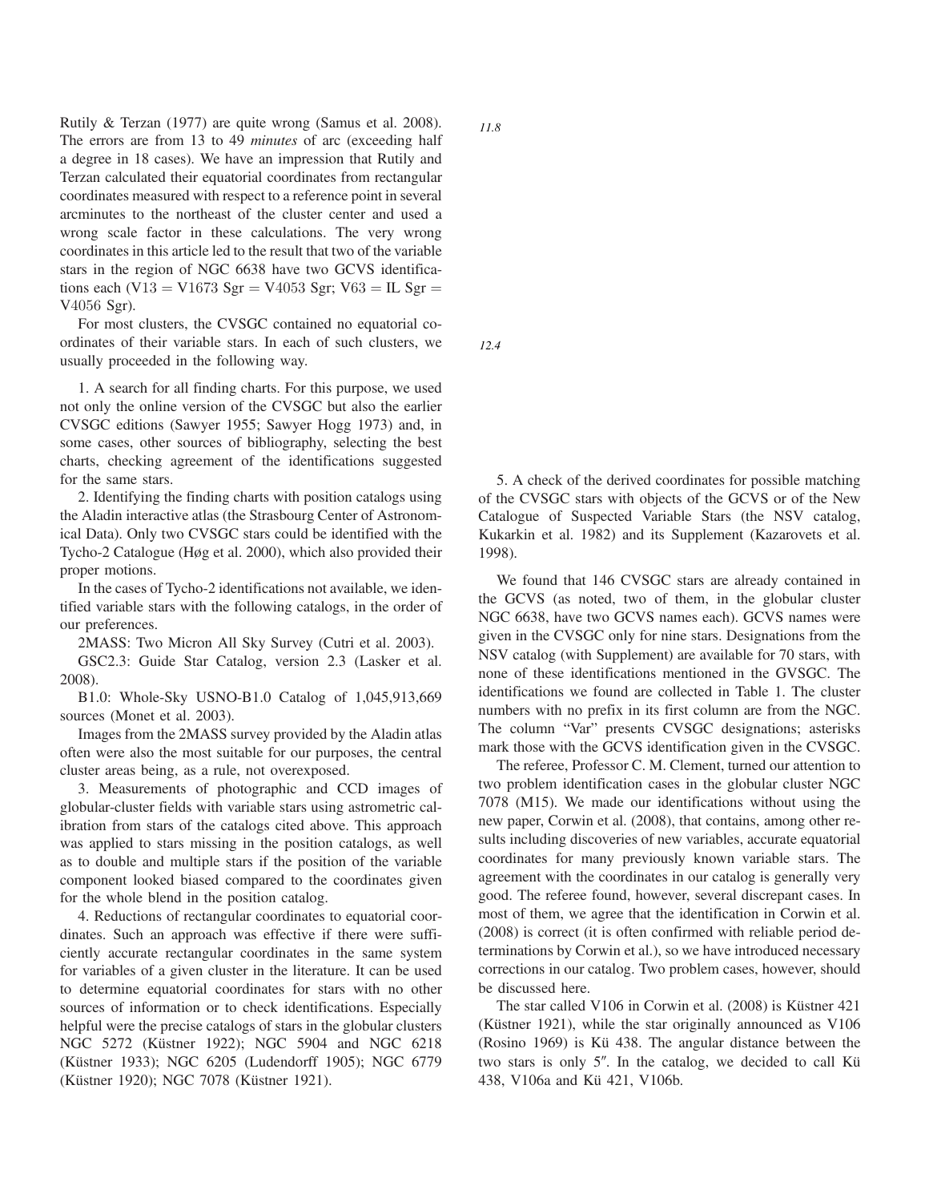Rutily & Terzan (1977) are quite wrong (Samus et al. 2008). The errors are from 13 to 49 *minutes* of arc (exceeding half a degree in 18 cases). We have an impression that Rutily and Terzan calculated their equatorial coordinates from rectangular coordinates measured with respect to a reference point in several arcminutes to the northeast of the cluster center and used a wrong scale factor in these calculations. The very wrong coordinates in this article led to the result that two of the variable stars in the region of NGC 6638 have two GCVS identifications each (V13 = V1673 Sgr = V4053 Sgr; V63 = IL Sgr = V4056 Sgr).

For most clusters, the CVSGC contained no equatorial coordinates of their variable stars. In each of such clusters, we usually proceeded in the following way.

1. A search for all finding charts. For this purpose, we used not only the online version of the CVSGC but also the earlier CVSGC editions (Sawyer 1955; Sawyer Hogg 1973) and, in some cases, other sources of bibliography, selecting the best charts, checking agreement of the identifications suggested for the same stars.

2. Identifying the finding charts with position catalogs using the Aladin interactive atlas (the Strasbourg Center of Astronomical Data). Only two CVSGC stars could be identified with the Tycho-2 Catalogue (Høg et al. 2000), which also provided their proper motions.

In the cases of Tycho-2 identifications not available, we identified variable stars with the following catalogs, in the order of our preferences.

2MASS: Two Micron All Sky Survey (Cutri et al. 2003).

GSC2.3: Guide Star Catalog, version 2.3 (Lasker et al. 2008).

B1.0: Whole-Sky USNO-B1.0 Catalog of 1,045,913,669 sources (Monet et al. 2003).

Images from the 2MASS survey provided by the Aladin atlas often were also the most suitable for our purposes, the central cluster areas being, as a rule, not overexposed.

3. Measurements of photographic and CCD images of globular-cluster fields with variable stars using astrometric calibration from stars of the catalogs cited above. This approach was applied to stars missing in the position catalogs, as well as to double and multiple stars if the position of the variable component looked biased compared to the coordinates given for the whole blend in the position catalog.

4. Reductions of rectangular coordinates to equatorial coordinates. Such an approach was effective if there were sufficiently accurate rectangular coordinates in the same system for variables of a given cluster in the literature. It can be used to determine equatorial coordinates for stars with no other sources of information or to check identifications. Especially helpful were the precise catalogs of stars in the globular clusters NGC 5272 (Küstner 1922); NGC 5904 and NGC 6218 (Küstner 1933); NGC 6205 (Ludendorff 1905); NGC 6779 (Küstner 1920); NGC 7078 (Küstner 1921).

5. A check of the derived coordinates for possible matching of the CVSGC stars with objects of the GCVS or of the New Catalogue of Suspected Variable Stars (the NSV catalog, Kukarkin et al. 1982) and its Supplement (Kazarovets et al. 1998).

We found that 146 CVSGC stars are already contained in the GCVS (as noted, two of them, in the globular cluster NGC 6638, have two GCVS names each). GCVS names were given in the CVSGC only for nine stars. Designations from the NSV catalog (with Supplement) are available for 70 stars, with none of these identifications mentioned in the GVSGC. The identifications we found are collected in Table 1. The cluster numbers with no prefix in its first column are from the NGC. The column "Var" presents CVSGC designations; asterisks mark those with the GCVS identification given in the CVSGC.

The referee, Professor C. M. Clement, turned our attention to two problem identification cases in the globular cluster NGC 7078 (M15). We made our identifications without using the new paper, Corwin et al. (2008), that contains, among other results including discoveries of new variables, accurate equatorial coordinates for many previously known variable stars. The agreement with the coordinates in our catalog is generally very good. The referee found, however, several discrepant cases. In most of them, we agree that the identification in Corwin et al. (2008) is correct (it is often confirmed with reliable period determinations by Corwin et al.), so we have introduced necessary corrections in our catalog. Two problem cases, however, should be discussed here.

The star called V106 in Corwin et al. (2008) is Küstner 421 (Küstner 1921), while the star originally announced as V106 (Rosino 1969) is Kü 438. The angular distance between the two stars is only 5″. In the catalog, we decided to call Kü 438, V106a and Kü 421, V106b.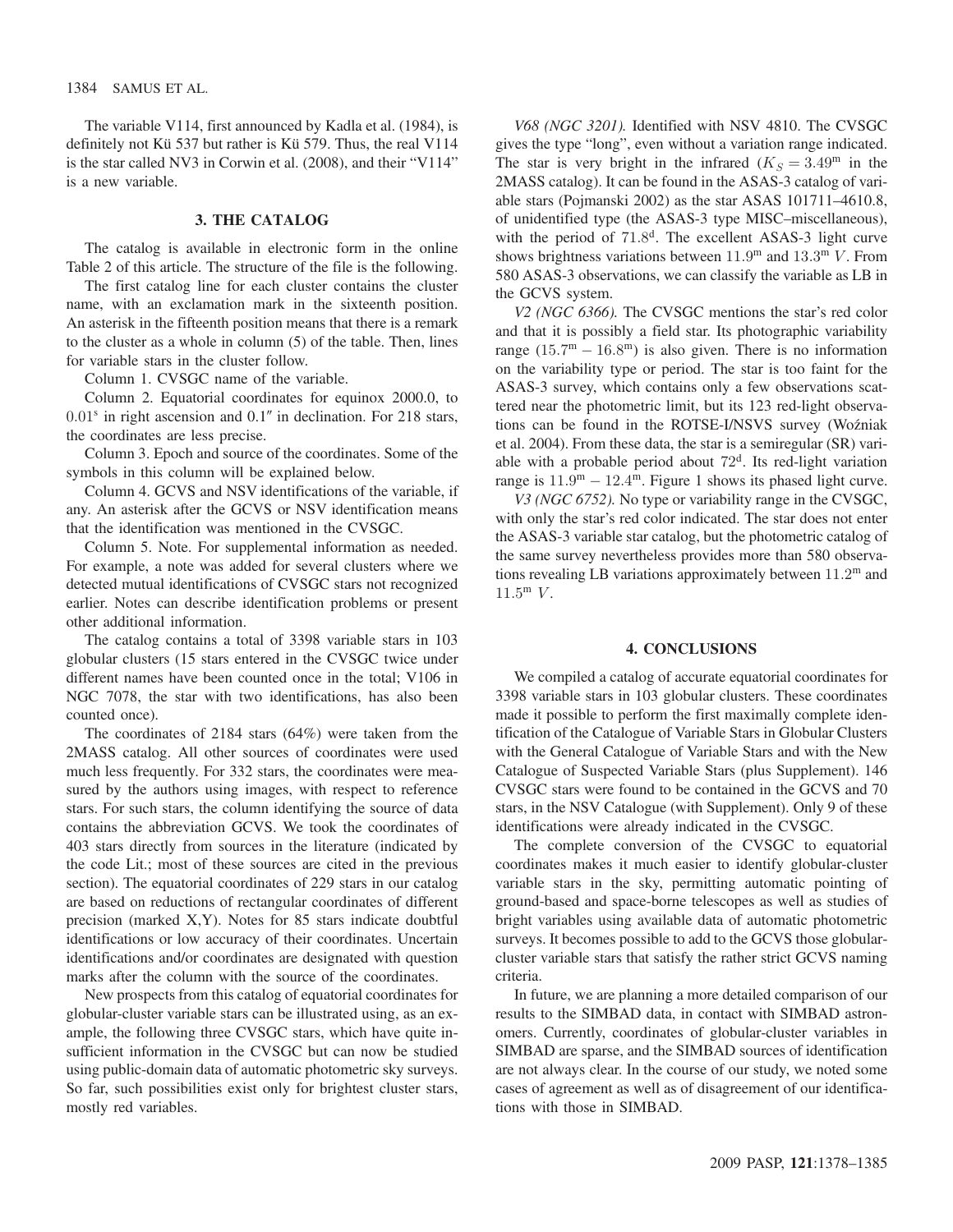The variable V114, first announced by Kadla et al. (1984), is definitely not Kü 537 but rather is Kü 579. Thus, the real V114 is the star called NV3 in Corwin et al. (2008), and their "V114" is a new variable.

## 3. THE CATALOG

The catalog is available in electronic form in the online Table 2 of this article. The structure of the file is the following.

The first catalog line for each cluster contains the cluster name, with an exclamation mark in the sixteenth position. An asterisk in the fifteenth position means that there is a remark to the cluster as a whole in column (5) of the table. Then, lines for variable stars in the cluster follow.

Column 1. CVSGC name of the variable.

Column 2. Equatorial coordinates for equinox 2000.0, to $0.01^s$ in right ascension and $0.1''$ in declination. For 218 stars, the coordinates are less precise.

Column 3. Epoch and source of the coordinates. Some of the symbols in this column will be explained below.

Column 4. GCVS and NSV identifications of the variable, if any. An asterisk after the GCVS or NSV identification means that the identification was mentioned in the CVSGC.

Column 5. Note. For supplemental information as needed. For example, a note was added for several clusters where we detected mutual identifications of CVSGC stars not recognized earlier. Notes can describe identification problems or present other additional information.

The catalog contains a total of 3398 variable stars in 103 globular clusters (15 stars entered in the CVSGC twice under different names have been counted once in the total; V106 in NGC 7078, the star with two identifications, has also been counted once).

The coordinates of 2184 stars (64%) were taken from the 2MASS catalog. All other sources of coordinates were used much less frequently. For 332 stars, the coordinates were measured by the authors using images, with respect to reference stars. For such stars, the column identifying the source of data contains the abbreviation GCVS. We took the coordinates of 403 stars directly from sources in the literature (indicated by the code Lit.; most of these sources are cited in the previous section). The equatorial coordinates of 229 stars in our catalog are based on reductions of rectangular coordinates of different precision (marked X,Y). Notes for 85 stars indicate doubtful identifications or low accuracy of their coordinates. Uncertain identifications and/or coordinates are designated with question marks after the column with the source of the coordinates.

New prospects from this catalog of equatorial coordinates for globular-cluster variable stars can be illustrated using, as an example, the following three CVSGC stars, which have quite insufficient information in the CVSGC but can now be studied using public-domain data of automatic photometric sky surveys. So far, such possibilities exist only for brightest cluster stars, mostly red variables.

*V68 (NGC 3201).* Identified with NSV 4810. The CVSGC gives the type "long", even without a variation range indicated. The star is very bright in the infrared ($K_S = 3.49^{\text{m}}$ in the 2MASS catalog). It can be found in the ASAS-3 catalog of variable stars (Pojmanski 2002) as the star ASAS 101711–4610.8, of unidentified type (the ASAS-3 type MISC–miscellaneous), with the period of $71.8^{\text{d}}$. The excellent ASAS-3 light curve shows brightness variations between $11.9^{\text{m}}$ and $13.3^{\text{m}}$ $V$. From 580 ASAS-3 observations, we can classify the variable as LB in the GCVS system.

*V2 (NGC 6366).* The CVSGC mentions the star's red color and that it is possibly a field star. Its photographic variability range ($15.7^{\text{m}} - 16.8^{\text{m}}$) is also given. There is no information on the variability type or period. The star is too faint for the ASAS-3 survey, which contains only a few observations scattered near the photometric limit, but its 123 red-light observations can be found in the ROTSE-I/NSVS survey (Woźniak et al. 2004). From these data, the star is a semiregular (SR) variable with a probable period about $72^{\text{d}}$. Its red-light variation range is $11.9^{\text{m}} - 12.4^{\text{m}}$. Figure 1 shows its phased light curve.

*V3 (NGC 6752).* No type or variability range in the CVSGC, with only the star's red color indicated. The star does not enter the ASAS-3 variable star catalog, but the photometric catalog of the same survey nevertheless provides more than 580 observations revealing LB variations approximately between $11.2^{\text{m}}$ and $11.5^{\text{m}}$ $V$.

## 4. CONCLUSIONS

We compiled a catalog of accurate equatorial coordinates for 3398 variable stars in 103 globular clusters. These coordinates made it possible to perform the first maximally complete identification of the Catalogue of Variable Stars in Globular Clusters with the General Catalogue of Variable Stars and with the New Catalogue of Suspected Variable Stars (plus Supplement). 146 CVSGC stars were found to be contained in the GCVS and 70 stars, in the NSV Catalogue (with Supplement). Only 9 of these identifications were already indicated in the CVSGC.

The complete conversion of the CVSGC to equatorial coordinates makes it much easier to identify globular-cluster variable stars in the sky, permitting automatic pointing of ground-based and space-borne telescopes as well as studies of bright variables using available data of automatic photometric surveys. It becomes possible to add to the GCVS those globular-cluster variable stars that satisfy the rather strict GCVS naming criteria.

In future, we are planning a more detailed comparison of our results to the SIMBAD data, in contact with SIMBAD astronomers. Currently, coordinates of globular-cluster variables in SIMBAD are sparse, and the SIMBAD sources of identification are not always clear. In the course of our study, we noted some cases of agreement as well as of disagreement of our identifications with those in SIMBAD.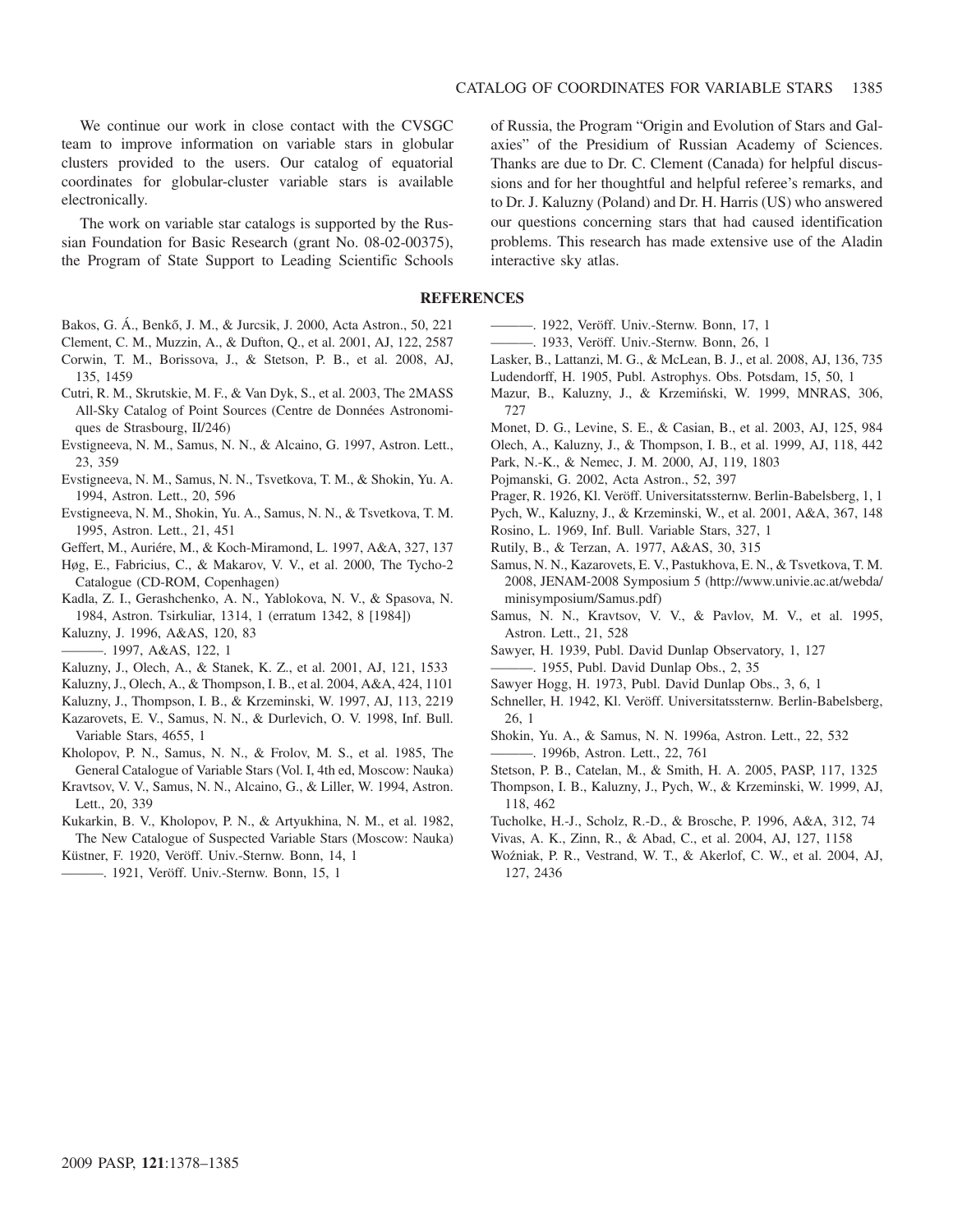We continue our work in close contact with the CVSGC team to improve information on variable stars in globular clusters provided to the users. Our catalog of equatorial coordinates for globular-cluster variable stars is available electronically.

The work on variable star catalogs is supported by the Russian Foundation for Basic Research (grant No. 08-02-00375), the Program of State Support to Leading Scientific Schools of Russia, the Program "Origin and Evolution of Stars and Galaxies" of the Presidium of Russian Academy of Sciences. Thanks are due to Dr. C. Clement (Canada) for helpful discussions and for her thoughtful and helpful referee's remarks, and to Dr. J. Kaluzny (Poland) and Dr. H. Harris (US) who answered our questions concerning stars that had caused identification problems. This research has made extensive use of the Aladin interactive sky atlas.

## REFERENCES

Bakos, G. Á., Benkő, J. M., & Jurcsik, J. 2000, Acta Astron., 50, 221

Clement, C. M., Muzzin, A., & Dufton, Q., et al. 2001, AJ, 122, 2587

Corwin, T. M., Borissova, J., & Stetson, P. B., et al. 2008, AJ, 135, 1459

Cutri, R. M., Skrutskie, M. F., & Van Dyk, S., et al. 2003, The 2MASS All-Sky Catalog of Point Sources (Centre de Données Astronomiques de Strasbourg, II/246)

Evstigneeva, N. M., Samus, N. N., & Alcaino, G. 1997, Astron. Lett., 23, 359

Evstigneeva, N. M., Samus, N. N., Tsvetkova, T. M., & Shokin, Yu. A. 1994, Astron. Lett., 20, 596

Evstigneeva, N. M., Shokin, Yu. A., Samus, N. N., & Tsvetkova, T. M. 1995, Astron. Lett., 21, 451

Geffert, M., Auriére, M., & Koch-Miramond, L. 1997, A&A, 327, 137

Høg, E., Fabricius, C., & Makarov, V. V., et al. 2000, The Tycho-2 Catalogue (CD-ROM, Copenhagen)

Kadla, Z. I., Gerashchenko, A. N., Yablokova, N. V., & Spasova, N. 1984, Astron. Tsirkuliar, 1314, 1 (erratum 1342, 8 [1984])

Kaluzny, J. 1996, A&AS, 120, 83

———. 1997, A&AS, 122, 1

Kaluzny, J., Olech, A., & Stanek, K. Z., et al. 2001, AJ, 121, 1533

Kaluzny, J., Olech, A., & Thompson, I. B., et al. 2004, A&A, 424, 1101

Kaluzny, J., Thompson, I. B., & Krzeminski, W. 1997, AJ, 113, 2219

Kazarovets, E. V., Samus, N. N., & Durlevich, O. V. 1998, Inf. Bull. Variable Stars, 4655, 1

Kholopov, P. N., Samus, N. N., & Frolov, M. S., et al. 1985, The General Catalogue of Variable Stars (Vol. I, 4th ed, Moscow: Nauka)

Kravtsov, V. V., Samus, N. N., Alcaino, G., & Liller, W. 1994, Astron. Lett., 20, 339

Kukarkin, B. V., Kholopov, P. N., & Artyukhina, N. M., et al. 1982, The New Catalogue of Suspected Variable Stars (Moscow: Nauka)

Küstner, F. 1920, Veröff. Univ.-Sternw. Bonn, 14, 1

———. 1921, Veröff. Univ.-Sternw. Bonn, 15, 1

———. 1922, Veröff. Univ.-Sternw. Bonn, 17, 1

———. 1933, Veröff. Univ.-Sternw. Bonn, 26, 1

Lasker, B., Lattanzi, M. G., & McLean, B. J., et al. 2008, AJ, 136, 735

Ludendorff, H. 1905, Publ. Astrophys. Obs. Potsdam, 15, 50, 1

Mazur, B., Kaluzny, J., & Krzemiński, W. 1999, MNRAS, 306, 727

Monet, D. G., Levine, S. E., & Casian, B., et al. 2003, AJ, 125, 984

Olech, A., Kaluzny, J., & Thompson, I. B., et al. 1999, AJ, 118, 442

Park, N.-K., & Nemec, J. M. 2000, AJ, 119, 1803

Pojmanski, G. 2002, Acta Astron., 52, 397

Prager, R. 1926, Kl. Veröff. Universitatssternw. Berlin-Babelsberg, 1, 1

Pych, W., Kaluzny, J., & Krzeminski, W., et al. 2001, A&A, 367, 148

Rosino, L. 1969, Inf. Bull. Variable Stars, 327, 1

Rutily, B., & Terzan, A. 1977, A&AS, 30, 315

Samus, N. N., Kazarovets, E. V., Pastukhova, E. N., & Tsvetkova, T. M. 2008, JENAM-2008 Symposium 5 (http://www.univie.ac.at/webda/minisymposium/Samus.pdf)

Samus, N. N., Kravtsov, V. V., & Pavlov, M. V., et al. 1995, Astron. Lett., 21, 528

Sawyer, H. 1939, Publ. David Dunlap Observatory, 1, 127

———. 1955, Publ. David Dunlap Obs., 2, 35

Sawyer Hogg, H. 1973, Publ. David Dunlap Obs., 3, 6, 1

Schneller, H. 1942, Kl. Veröff. Universitatssternw. Berlin-Babelsberg, 26, 1

Shokin, Yu. A., & Samus, N. N. 1996a, Astron. Lett., 22, 532

———. 1996b, Astron. Lett., 22, 761

Stetson, P. B., Catelan, M., & Smith, H. A. 2005, PASP, 117, 1325

Thompson, I. B., Kaluzny, J., Pych, W., & Krzeminski, W. 1999, AJ, 118, 462

Tucholke, H.-J., Scholz, R.-D., & Brosche, P. 1996, A&A, 312, 74

Vivas, A. K., Zinn, R., & Abad, C., et al. 2004, AJ, 127, 1158

Woźniak, P. R., Vestrand, W. T., & Akerlof, C. W., et al. 2004, AJ, 127, 2436